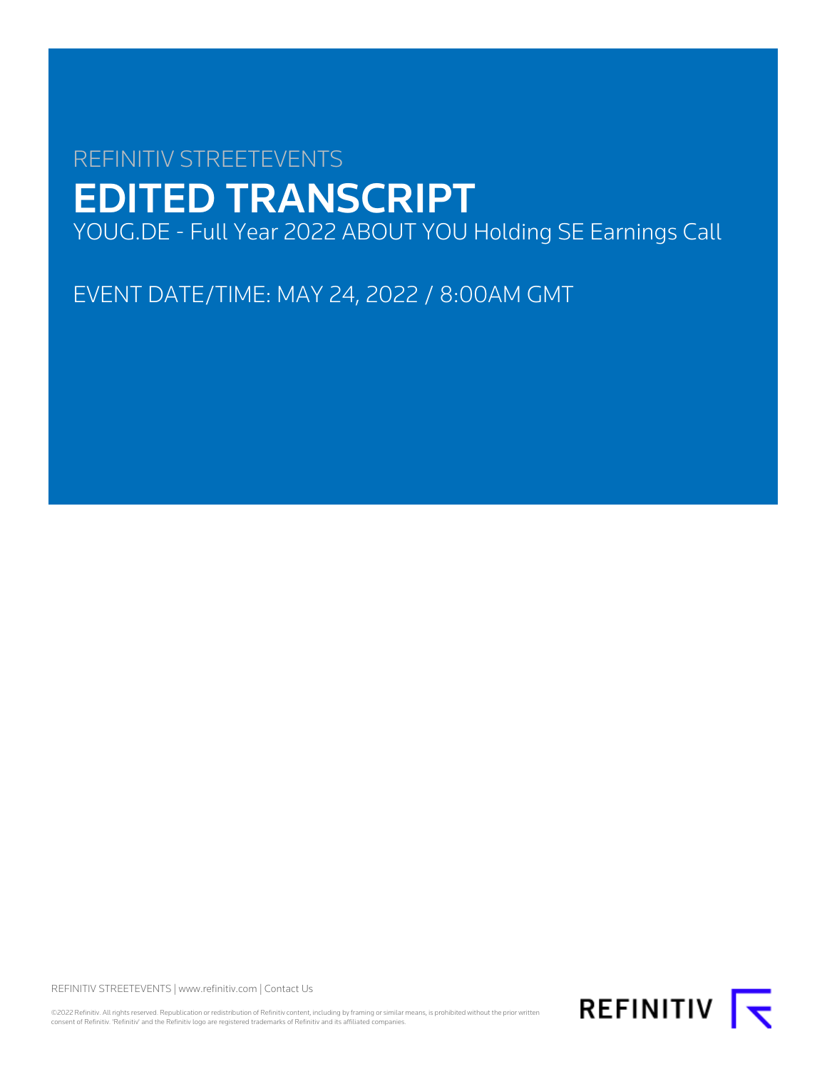REFINITIV STREETEVENTS

# EDITED TRANSCRIPT

YOUG.DE - Full Year 2022 ABOUT YOU Holding SE Earnings Call

EVENT DATE/TIME: MAY 24, 2022 / 8:00AM GMT

REFINITIV STREETEVENTS | www.refinitiv.com | Contact Us

©2022 Refinitiv. All rights reserved. Republication or redistribution of Refinitiv content, including by framing or similar means, is prohibited without the prior written consent of Refinitiv. 'Refinitiv' and the Refinitiv logo are registered trademarks of Refinitiv and its affiliated companies.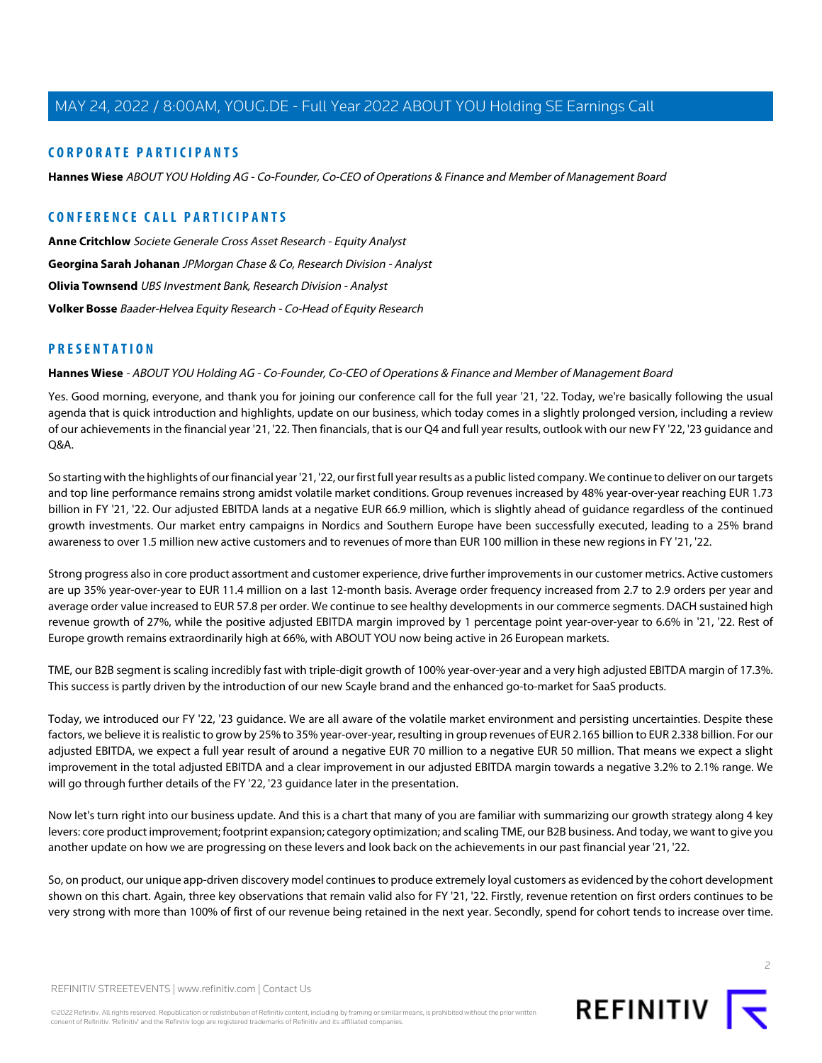## CORPORATE PARTICIPANTS

**Hannes Wiese** *ABOUT YOU Holding AG - Co-Founder, Co-CEO of Operations & Finance and Member of Management Board*

## CONFERENCE CALL PARTICIPANTS

**Anne Critchlow** *Societe Generale Cross Asset Research - Equity Analyst*

**Georgina Sarah Johanan** *JPMorgan Chase & Co, Research Division - Analyst*

**Olivia Townsend** *UBS Investment Bank, Research Division - Analyst*

**Volker Bosse** *Baader-Helvea Equity Research - Co-Head of Equity Research*

## PRESENTATION

**Hannes Wiese** - *ABOUT YOU Holding AG - Co-Founder, Co-CEO of Operations & Finance and Member of Management Board*

Yes. Good morning, everyone, and thank you for joining our conference call for the full year '21, '22. Today, we're basically following the usual agenda that is quick introduction and highlights, update on our business, which today comes in a slightly prolonged version, including a review of our achievements in the financial year '21, '22. Then financials, that is our Q4 and full year results, outlook with our new FY '22, '23 guidance and Q&A.

So starting with the highlights of our financial year '21, '22, our first full year results as a public listed company. We continue to deliver on our targets and top line performance remains strong amidst volatile market conditions. Group revenues increased by 48% year-over-year reaching EUR 1.73 billion in FY '21, '22. Our adjusted EBITDA lands at a negative EUR 66.9 million, which is slightly ahead of guidance regardless of the continued growth investments. Our market entry campaigns in Nordics and Southern Europe have been successfully executed, leading to a 25% brand awareness to over 1.5 million new active customers and to revenues of more than EUR 100 million in these new regions in FY '21, '22.

Strong progress also in core product assortment and customer experience, drive further improvements in our customer metrics. Active customers are up 35% year-over-year to EUR 11.4 million on a last 12-month basis. Average order frequency increased from 2.7 to 2.9 orders per year and average order value increased to EUR 57.8 per order. We continue to see healthy developments in our commerce segments. DACH sustained high revenue growth of 27%, while the positive adjusted EBITDA margin improved by 1 percentage point year-over-year to 6.6% in '21, '22. Rest of Europe growth remains extraordinarily high at 66%, with ABOUT YOU now being active in 26 European markets.

TME, our B2B segment is scaling incredibly fast with triple-digit growth of 100% year-over-year and a very high adjusted EBITDA margin of 17.3%. This success is partly driven by the introduction of our new Scayle brand and the enhanced go-to-market for SaaS products.

Today, we introduced our FY '22, '23 guidance. We are all aware of the volatile market environment and persisting uncertainties. Despite these factors, we believe it is realistic to grow by 25% to 35% year-over-year, resulting in group revenues of EUR 2.165 billion to EUR 2.338 billion. For our adjusted EBITDA, we expect a full year result of around a negative EUR 70 million to a negative EUR 50 million. That means we expect a slight improvement in the total adjusted EBITDA and a clear improvement in our adjusted EBITDA margin towards a negative 3.2% to 2.1% range. We will go through further details of the FY '22, '23 guidance later in the presentation.

Now let's turn right into our business update. And this is a chart that many of you are familiar with summarizing our growth strategy along 4 key levers: core product improvement; footprint expansion; category optimization; and scaling TME, our B2B business. And today, we want to give you another update on how we are progressing on these levers and look back on the achievements in our past financial year '21, '22.

So, on product, our unique app-driven discovery model continues to produce extremely loyal customers as evidenced by the cohort development shown on this chart. Again, three key observations that remain valid also for FY '21, '22. Firstly, revenue retention on first orders continues to be very strong with more than 100% of first of our revenue being retained in the next year. Secondly, spend for cohort tends to increase over time.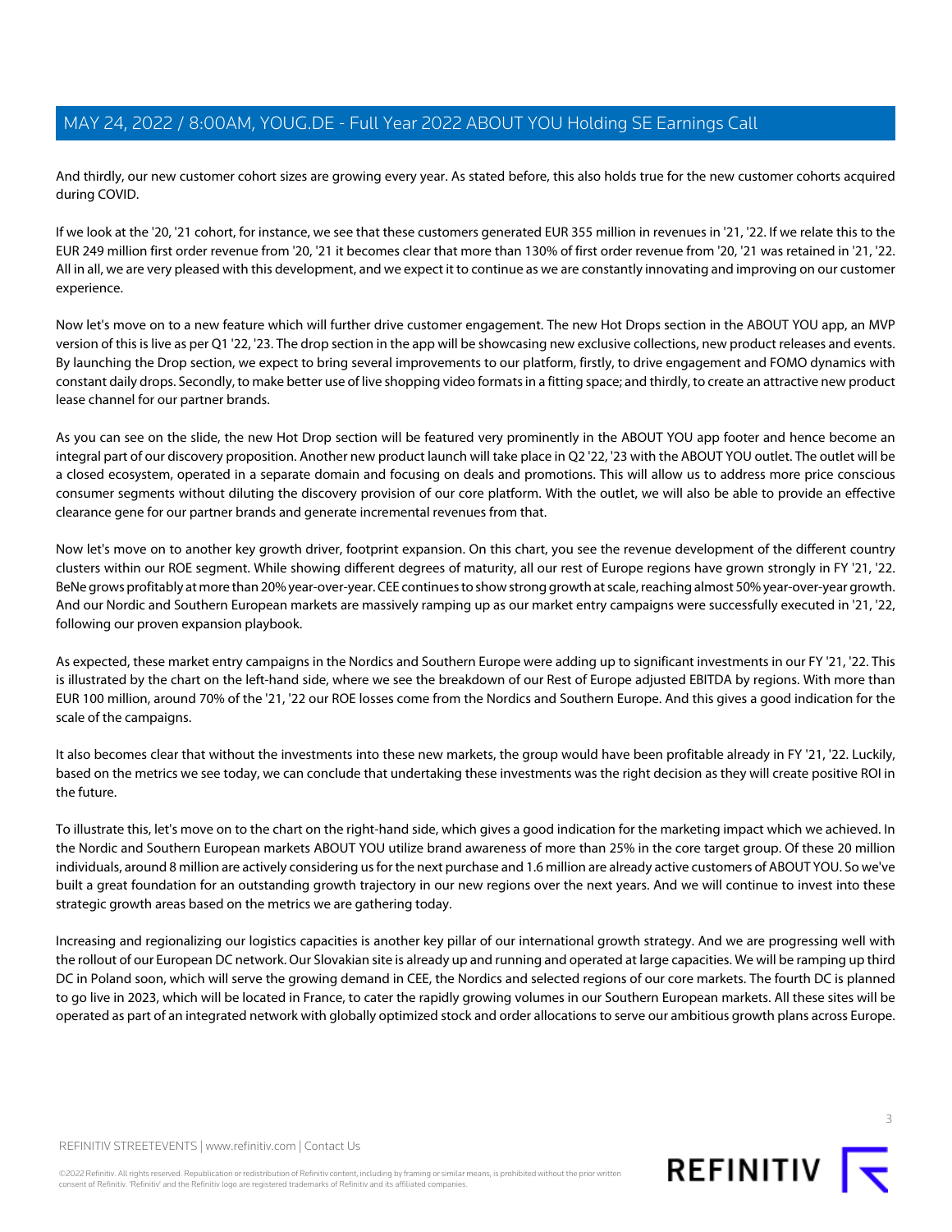And thirdly, our new customer cohort sizes are growing every year. As stated before, this also holds true for the new customer cohorts acquired during COVID.

If we look at the '20, '21 cohort, for instance, we see that these customers generated EUR 355 million in revenues in '21, '22. If we relate this to the EUR 249 million first order revenue from '20, '21 it becomes clear that more than 130% of first order revenue from '20, '21 was retained in '21, '22. All in all, we are very pleased with this development, and we expect it to continue as we are constantly innovating and improving on our customer experience.

Now let's move on to a new feature which will further drive customer engagement. The new Hot Drops section in the ABOUT YOU app, an MVP version of this is live as per Q1 '22, '23. The drop section in the app will be showcasing new exclusive collections, new product releases and events. By launching the Drop section, we expect to bring several improvements to our platform, firstly, to drive engagement and FOMO dynamics with constant daily drops. Secondly, to make better use of live shopping video formats in a fitting space; and thirdly, to create an attractive new product lease channel for our partner brands.

As you can see on the slide, the new Hot Drop section will be featured very prominently in the ABOUT YOU app footer and hence become an integral part of our discovery proposition. Another new product launch will take place in Q2 '22, '23 with the ABOUT YOU outlet. The outlet will be a closed ecosystem, operated in a separate domain and focusing on deals and promotions. This will allow us to address more price conscious consumer segments without diluting the discovery provision of our core platform. With the outlet, we will also be able to provide an effective clearance gene for our partner brands and generate incremental revenues from that.

Now let's move on to another key growth driver, footprint expansion. On this chart, you see the revenue development of the different country clusters within our ROE segment. While showing different degrees of maturity, all our rest of Europe regions have grown strongly in FY '21, '22. BeNe grows profitably at more than 20% year-over-year. CEE continues to show strong growth at scale, reaching almost 50% year-over-year growth. And our Nordic and Southern European markets are massively ramping up as our market entry campaigns were successfully executed in '21, '22, following our proven expansion playbook.

As expected, these market entry campaigns in the Nordics and Southern Europe were adding up to significant investments in our FY '21, '22. This is illustrated by the chart on the left-hand side, where we see the breakdown of our Rest of Europe adjusted EBITDA by regions. With more than EUR 100 million, around 70% of the '21, '22 our ROE losses come from the Nordics and Southern Europe. And this gives a good indication for the scale of the campaigns.

It also becomes clear that without the investments into these new markets, the group would have been profitable already in FY '21, '22. Luckily, based on the metrics we see today, we can conclude that undertaking these investments was the right decision as they will create positive ROI in the future.

To illustrate this, let's move on to the chart on the right-hand side, which gives a good indication for the marketing impact which we achieved. In the Nordic and Southern European markets ABOUT YOU utilize brand awareness of more than 25% in the core target group. Of these 20 million individuals, around 8 million are actively considering us for the next purchase and 1.6 million are already active customers of ABOUT YOU. So we've built a great foundation for an outstanding growth trajectory in our new regions over the next years. And we will continue to invest into these strategic growth areas based on the metrics we are gathering today.

Increasing and regionalizing our logistics capacities is another key pillar of our international growth strategy. And we are progressing well with the rollout of our European DC network. Our Slovakian site is already up and running and operated at large capacities. We will be ramping up third DC in Poland soon, which will serve the growing demand in CEE, the Nordics and selected regions of our core markets. The fourth DC is planned to go live in 2023, which will be located in France, to cater the rapidly growing volumes in our Southern European markets. All these sites will be operated as part of an integrated network with globally optimized stock and order allocations to serve our ambitious growth plans across Europe.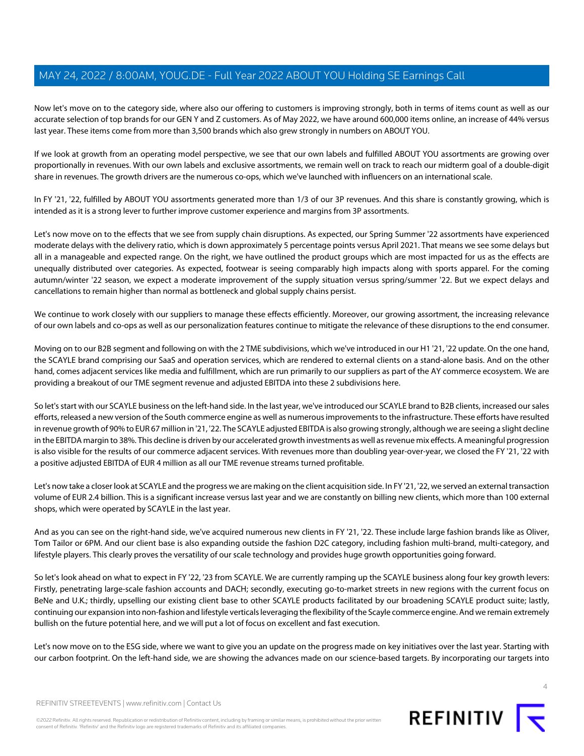Now let's move on to the category side, where also our offering to customers is improving strongly, both in terms of items count as well as our accurate selection of top brands for our GEN Y and Z customers. As of May 2022, we have around 600,000 items online, an increase of 44% versus last year. These items come from more than 3,500 brands which also grew strongly in numbers on ABOUT YOU.

If we look at growth from an operating model perspective, we see that our own labels and fulfilled ABOUT YOU assortments are growing over proportionally in revenues. With our own labels and exclusive assortments, we remain well on track to reach our midterm goal of a double-digit share in revenues. The growth drivers are the numerous co-ops, which we've launched with influencers on an international scale.

In FY '21, '22, fulfilled by ABOUT YOU assortments generated more than 1/3 of our 3P revenues. And this share is constantly growing, which is intended as it is a strong lever to further improve customer experience and margins from 3P assortments.

Let's now move on to the effects that we see from supply chain disruptions. As expected, our Spring Summer '22 assortments have experienced moderate delays with the delivery ratio, which is down approximately 5 percentage points versus April 2021. That means we see some delays but all in a manageable and expected range. On the right, we have outlined the product groups which are most impacted for us as the effects are unequally distributed over categories. As expected, footwear is seeing comparably high impacts along with sports apparel. For the coming autumn/winter '22 season, we expect a moderate improvement of the supply situation versus spring/summer '22. But we expect delays and cancellations to remain higher than normal as bottleneck and global supply chains persist.

We continue to work closely with our suppliers to manage these effects efficiently. Moreover, our growing assortment, the increasing relevance of our own labels and co-ops as well as our personalization features continue to mitigate the relevance of these disruptions to the end consumer.

Moving on to our B2B segment and following on with the 2 TME subdivisions, which we've introduced in our H1 '21, '22 update. On the one hand, the SCAYLE brand comprising our SaaS and operation services, which are rendered to external clients on a stand-alone basis. And on the other hand, comes adjacent services like media and fulfillment, which are run primarily to our suppliers as part of the AY commerce ecosystem. We are providing a breakout of our TME segment revenue and adjusted EBITDA into these 2 subdivisions here.

So let's start with our SCAYLE business on the left-hand side. In the last year, we've introduced our SCAYLE brand to B2B clients, increased our sales efforts, released a new version of the South commerce engine as well as numerous improvements to the infrastructure. These efforts have resulted in revenue growth of 90% to EUR 67 million in '21, '22. The SCAYLE adjusted EBITDA is also growing strongly, although we are seeing a slight decline in the EBITDA margin to 38%. This decline is driven by our accelerated growth investments as well as revenue mix effects. A meaningful progression is also visible for the results of our commerce adjacent services. With revenues more than doubling year-over-year, we closed the FY '21, '22 with a positive adjusted EBITDA of EUR 4 million as all our TME revenue streams turned profitable.

Let's now take a closer look at SCAYLE and the progress we are making on the client acquisition side. In FY '21, '22, we served an external transaction volume of EUR 2.4 billion. This is a significant increase versus last year and we are constantly on billing new clients, which more than 100 external shops, which were operated by SCAYLE in the last year.

And as you can see on the right-hand side, we've acquired numerous new clients in FY '21, '22. These include large fashion brands like as Oliver, Tom Tailor or 6PM. And our client base is also expanding outside the fashion D2C category, including fashion multi-brand, multi-category, and lifestyle players. This clearly proves the versatility of our scale technology and provides huge growth opportunities going forward.

So let's look ahead on what to expect in FY '22, '23 from SCAYLE. We are currently ramping up the SCAYLE business along four key growth levers: Firstly, penetrating large-scale fashion accounts and DACH; secondly, executing go-to-market streets in new regions with the current focus on BeNe and U.K.; thirdly, upselling our existing client base to other SCAYLE products facilitated by our broadening SCAYLE product suite; lastly, continuing our expansion into non-fashion and lifestyle verticals leveraging the flexibility of the Scayle commerce engine. And we remain extremely bullish on the future potential here, and we will put a lot of focus on excellent and fast execution.

Let's now move on to the ESG side, where we want to give you an update on the progress made on key initiatives over the last year. Starting with our carbon footprint. On the left-hand side, we are showing the advances made on our science-based targets. By incorporating our targets into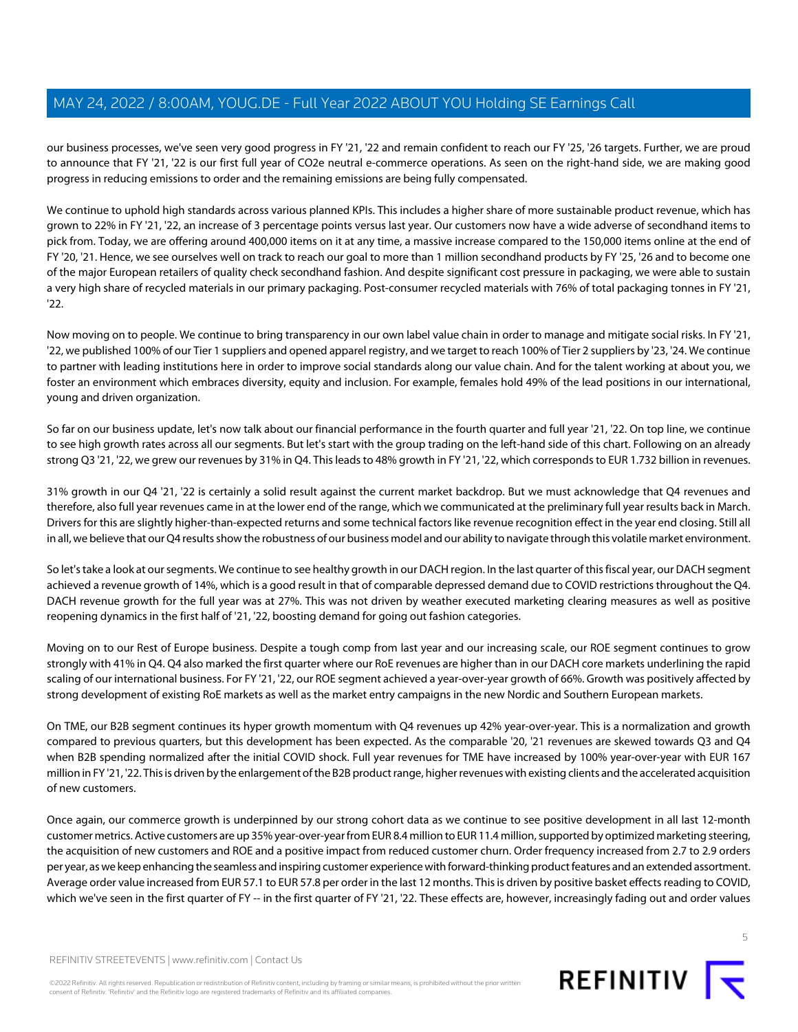our business processes, we've seen very good progress in FY '21, '22 and remain confident to reach our FY '25, '26 targets. Further, we are proud to announce that FY '21, '22 is our first full year of CO2e neutral e-commerce operations. As seen on the right-hand side, we are making good progress in reducing emissions to order and the remaining emissions are being fully compensated.

We continue to uphold high standards across various planned KPIs. This includes a higher share of more sustainable product revenue, which has grown to 22% in FY '21, '22, an increase of 3 percentage points versus last year. Our customers now have a wide adverse of secondhand items to pick from. Today, we are offering around 400,000 items on it at any time, a massive increase compared to the 150,000 items online at the end of FY '20, '21. Hence, we see ourselves well on track to reach our goal to more than 1 million secondhand products by FY '25, '26 and to become one of the major European retailers of quality check secondhand fashion. And despite significant cost pressure in packaging, we were able to sustain a very high share of recycled materials in our primary packaging. Post-consumer recycled materials with 76% of total packaging tonnes in FY '21, '22.

Now moving on to people. We continue to bring transparency in our own label value chain in order to manage and mitigate social risks. In FY '21, '22, we published 100% of our Tier 1 suppliers and opened apparel registry, and we target to reach 100% of Tier 2 suppliers by '23, '24. We continue to partner with leading institutions here in order to improve social standards along our value chain. And for the talent working at about you, we foster an environment which embraces diversity, equity and inclusion. For example, females hold 49% of the lead positions in our international, young and driven organization.

So far on our business update, let's now talk about our financial performance in the fourth quarter and full year '21, '22. On top line, we continue to see high growth rates across all our segments. But let's start with the group trading on the left-hand side of this chart. Following on an already strong Q3 '21, '22, we grew our revenues by 31% in Q4. This leads to 48% growth in FY '21, '22, which corresponds to EUR 1.732 billion in revenues.

31% growth in our Q4 '21, '22 is certainly a solid result against the current market backdrop. But we must acknowledge that Q4 revenues and therefore, also full year revenues came in at the lower end of the range, which we communicated at the preliminary full year results back in March. Drivers for this are slightly higher-than-expected returns and some technical factors like revenue recognition effect in the year end closing. Still all in all, we believe that our Q4 results show the robustness of our business model and our ability to navigate through this volatile market environment.

So let's take a look at our segments. We continue to see healthy growth in our DACH region. In the last quarter of this fiscal year, our DACH segment achieved a revenue growth of 14%, which is a good result in that of comparable depressed demand due to COVID restrictions throughout the Q4. DACH revenue growth for the full year was at 27%. This was not driven by weather executed marketing clearing measures as well as positive reopening dynamics in the first half of '21, '22, boosting demand for going out fashion categories.

Moving on to our Rest of Europe business. Despite a tough comp from last year and our increasing scale, our ROE segment continues to grow strongly with 41% in Q4. Q4 also marked the first quarter where our RoE revenues are higher than in our DACH core markets underlining the rapid scaling of our international business. For FY '21, '22, our ROE segment achieved a year-over-year growth of 66%. Growth was positively affected by strong development of existing RoE markets as well as the market entry campaigns in the new Nordic and Southern European markets.

On TME, our B2B segment continues its hyper growth momentum with Q4 revenues up 42% year-over-year. This is a normalization and growth compared to previous quarters, but this development has been expected. As the comparable '20, '21 revenues are skewed towards Q3 and Q4 when B2B spending normalized after the initial COVID shock. Full year revenues for TME have increased by 100% year-over-year with EUR 167 million in FY '21, '22. This is driven by the enlargement of the B2B product range, higher revenues with existing clients and the accelerated acquisition of new customers.

Once again, our commerce growth is underpinned by our strong cohort data as we continue to see positive development in all last 12-month customer metrics. Active customers are up 35% year-over-year from EUR 8.4 million to EUR 11.4 million, supported by optimized marketing steering, the acquisition of new customers and ROE and a positive impact from reduced customer churn. Order frequency increased from 2.7 to 2.9 orders per year, as we keep enhancing the seamless and inspiring customer experience with forward-thinking product features and an extended assortment. Average order value increased from EUR 57.1 to EUR 57.8 per order in the last 12 months. This is driven by positive basket effects reading to COVID, which we've seen in the first quarter of FY -- in the first quarter of FY '21, '22. These effects are, however, increasingly fading out and order values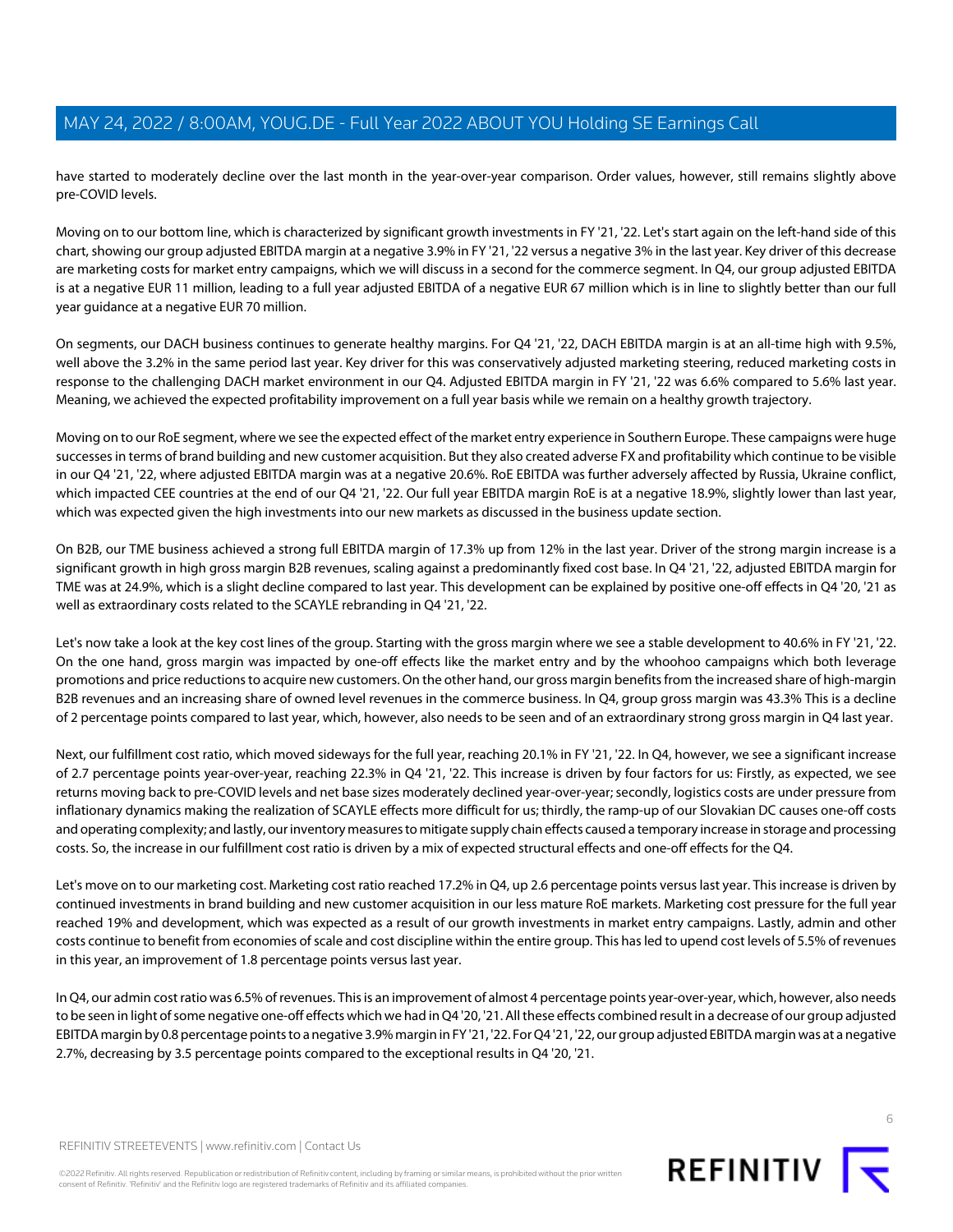have started to moderately decline over the last month in the year-over-year comparison. Order values, however, still remains slightly above pre-COVID levels.

Moving on to our bottom line, which is characterized by significant growth investments in FY '21, '22. Let's start again on the left-hand side of this chart, showing our group adjusted EBITDA margin at a negative 3.9% in FY '21, '22 versus a negative 3% in the last year. Key driver of this decrease are marketing costs for market entry campaigns, which we will discuss in a second for the commerce segment. In Q4, our group adjusted EBITDA is at a negative EUR 11 million, leading to a full year adjusted EBITDA of a negative EUR 67 million which is in line to slightly better than our full year guidance at a negative EUR 70 million.

On segments, our DACH business continues to generate healthy margins. For Q4 '21, '22, DACH EBITDA margin is at an all-time high with 9.5%, well above the 3.2% in the same period last year. Key driver for this was conservatively adjusted marketing steering, reduced marketing costs in response to the challenging DACH market environment in our Q4. Adjusted EBITDA margin in FY '21, '22 was 6.6% compared to 5.6% last year. Meaning, we achieved the expected profitability improvement on a full year basis while we remain on a healthy growth trajectory.

Moving on to our RoE segment, where we see the expected effect of the market entry experience in Southern Europe. These campaigns were huge successes in terms of brand building and new customer acquisition. But they also created adverse FX and profitability which continue to be visible in our Q4 '21, '22, where adjusted EBITDA margin was at a negative 20.6%. RoE EBITDA was further adversely affected by Russia, Ukraine conflict, which impacted CEE countries at the end of our Q4 '21, '22. Our full year EBITDA margin RoE is at a negative 18.9%, slightly lower than last year, which was expected given the high investments into our new markets as discussed in the business update section.

On B2B, our TME business achieved a strong full EBITDA margin of 17.3% up from 12% in the last year. Driver of the strong margin increase is a significant growth in high gross margin B2B revenues, scaling against a predominantly fixed cost base. In Q4 '21, '22, adjusted EBITDA margin for TME was at 24.9%, which is a slight decline compared to last year. This development can be explained by positive one-off effects in Q4 '20, '21 as well as extraordinary costs related to the SCAYLE rebranding in Q4 '21, '22.

Let's now take a look at the key cost lines of the group. Starting with the gross margin where we see a stable development to 40.6% in FY '21, '22. On the one hand, gross margin was impacted by one-off effects like the market entry and by the whoohoo campaigns which both leverage promotions and price reductions to acquire new customers. On the other hand, our gross margin benefits from the increased share of high-margin B2B revenues and an increasing share of owned level revenues in the commerce business. In Q4, group gross margin was 43.3% This is a decline of 2 percentage points compared to last year, which, however, also needs to be seen and of an extraordinary strong gross margin in Q4 last year.

Next, our fulfillment cost ratio, which moved sideways for the full year, reaching 20.1% in FY '21, '22. In Q4, however, we see a significant increase of 2.7 percentage points year-over-year, reaching 22.3% in Q4 '21, '22. This increase is driven by four factors for us: Firstly, as expected, we see returns moving back to pre-COVID levels and net base sizes moderately declined year-over-year; secondly, logistics costs are under pressure from inflationary dynamics making the realization of SCAYLE effects more difficult for us; thirdly, the ramp-up of our Slovakian DC causes one-off costs and operating complexity; and lastly, our inventory measures to mitigate supply chain effects caused a temporary increase in storage and processing costs. So, the increase in our fulfillment cost ratio is driven by a mix of expected structural effects and one-off effects for the Q4.

Let's move on to our marketing cost. Marketing cost ratio reached 17.2% in Q4, up 2.6 percentage points versus last year. This increase is driven by continued investments in brand building and new customer acquisition in our less mature RoE markets. Marketing cost pressure for the full year reached 19% and development, which was expected as a result of our growth investments in market entry campaigns. Lastly, admin and other costs continue to benefit from economies of scale and cost discipline within the entire group. This has led to upend cost levels of 5.5% of revenues in this year, an improvement of 1.8 percentage points versus last year.

In Q4, our admin cost ratio was 6.5% of revenues. This is an improvement of almost 4 percentage points year-over-year, which, however, also needs to be seen in light of some negative one-off effects which we had in Q4 '20, '21. All these effects combined result in a decrease of our group adjusted EBITDA margin by 0.8 percentage points to a negative 3.9% margin in FY '21, '22. For Q4 '21, '22, our group adjusted EBITDA margin was at a negative 2.7%, decreasing by 3.5 percentage points compared to the exceptional results in Q4 '20, '21.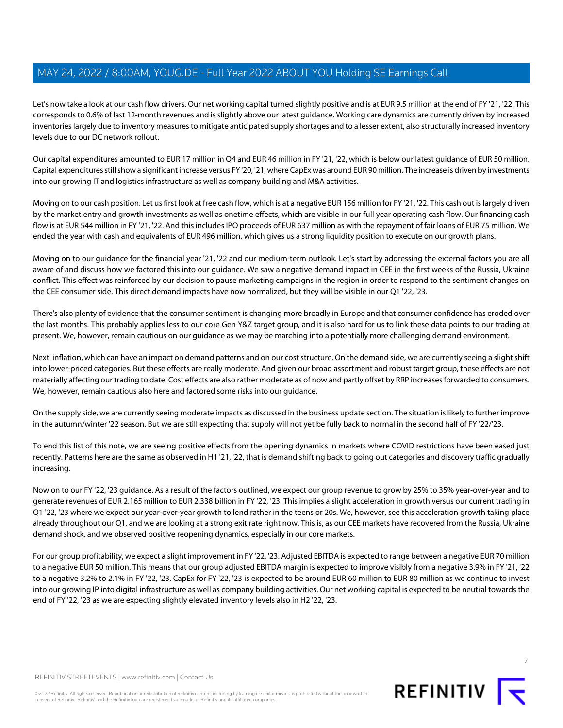Let's now take a look at our cash flow drivers. Our net working capital turned slightly positive and is at EUR 9.5 million at the end of FY '21, '22. This corresponds to 0.6% of last 12-month revenues and is slightly above our latest guidance. Working care dynamics are currently driven by increased inventories largely due to inventory measures to mitigate anticipated supply shortages and to a lesser extent, also structurally increased inventory levels due to our DC network rollout.

Our capital expenditures amounted to EUR 17 million in Q4 and EUR 46 million in FY '21, '22, which is below our latest guidance of EUR 50 million. Capital expenditures still show a significant increase versus FY '20, '21, where CapEx was around EUR 90 million. The increase is driven by investments into our growing IT and logistics infrastructure as well as company building and M&A activities.

Moving on to our cash position. Let us first look at free cash flow, which is at a negative EUR 156 million for FY '21, '22. This cash out is largely driven by the market entry and growth investments as well as onetime effects, which are visible in our full year operating cash flow. Our financing cash flow is at EUR 544 million in FY '21, '22. And this includes IPO proceeds of EUR 637 million as with the repayment of fair loans of EUR 75 million. We ended the year with cash and equivalents of EUR 496 million, which gives us a strong liquidity position to execute on our growth plans.

Moving on to our guidance for the financial year '21, '22 and our medium-term outlook. Let's start by addressing the external factors you are all aware of and discuss how we factored this into our guidance. We saw a negative demand impact in CEE in the first weeks of the Russia, Ukraine conflict. This effect was reinforced by our decision to pause marketing campaigns in the region in order to respond to the sentiment changes on the CEE consumer side. This direct demand impacts have now normalized, but they will be visible in our Q1 '22, '23.

There's also plenty of evidence that the consumer sentiment is changing more broadly in Europe and that consumer confidence has eroded over the last months. This probably applies less to our core Gen Y&Z target group, and it is also hard for us to link these data points to our trading at present. We, however, remain cautious on our guidance as we may be marching into a potentially more challenging demand environment.

Next, inflation, which can have an impact on demand patterns and on our cost structure. On the demand side, we are currently seeing a slight shift into lower-priced categories. But these effects are really moderate. And given our broad assortment and robust target group, these effects are not materially affecting our trading to date. Cost effects are also rather moderate as of now and partly offset by RRP increases forwarded to consumers. We, however, remain cautious also here and factored some risks into our guidance.

On the supply side, we are currently seeing moderate impacts as discussed in the business update section. The situation is likely to further improve in the autumn/winter '22 season. But we are still expecting that supply will not yet be fully back to normal in the second half of FY '22/'23.

To end this list of this note, we are seeing positive effects from the opening dynamics in markets where COVID restrictions have been eased just recently. Patterns here are the same as observed in H1 '21, '22, that is demand shifting back to going out categories and discovery traffic gradually increasing.

Now on to our FY '22, '23 guidance. As a result of the factors outlined, we expect our group revenue to grow by 25% to 35% year-over-year and to generate revenues of EUR 2.165 million to EUR 2.338 billion in FY '22, '23. This implies a slight acceleration in growth versus our current trading in Q1 '22, '23 where we expect our year-over-year growth to lend rather in the teens or 20s. We, however, see this acceleration growth taking place already throughout our Q1, and we are looking at a strong exit rate right now. This is, as our CEE markets have recovered from the Russia, Ukraine demand shock, and we observed positive reopening dynamics, especially in our core markets.

For our group profitability, we expect a slight improvement in FY '22, '23. Adjusted EBITDA is expected to range between a negative EUR 70 million to a negative EUR 50 million. This means that our group adjusted EBITDA margin is expected to improve visibly from a negative 3.9% in FY '21, '22 to a negative 3.2% to 2.1% in FY '22, '23. CapEx for FY '22, '23 is expected to be around EUR 60 million to EUR 80 million as we continue to invest into our growing IP into digital infrastructure as well as company building activities. Our net working capital is expected to be neutral towards the end of FY '22, '23 as we are expecting slightly elevated inventory levels also in H2 '22, '23.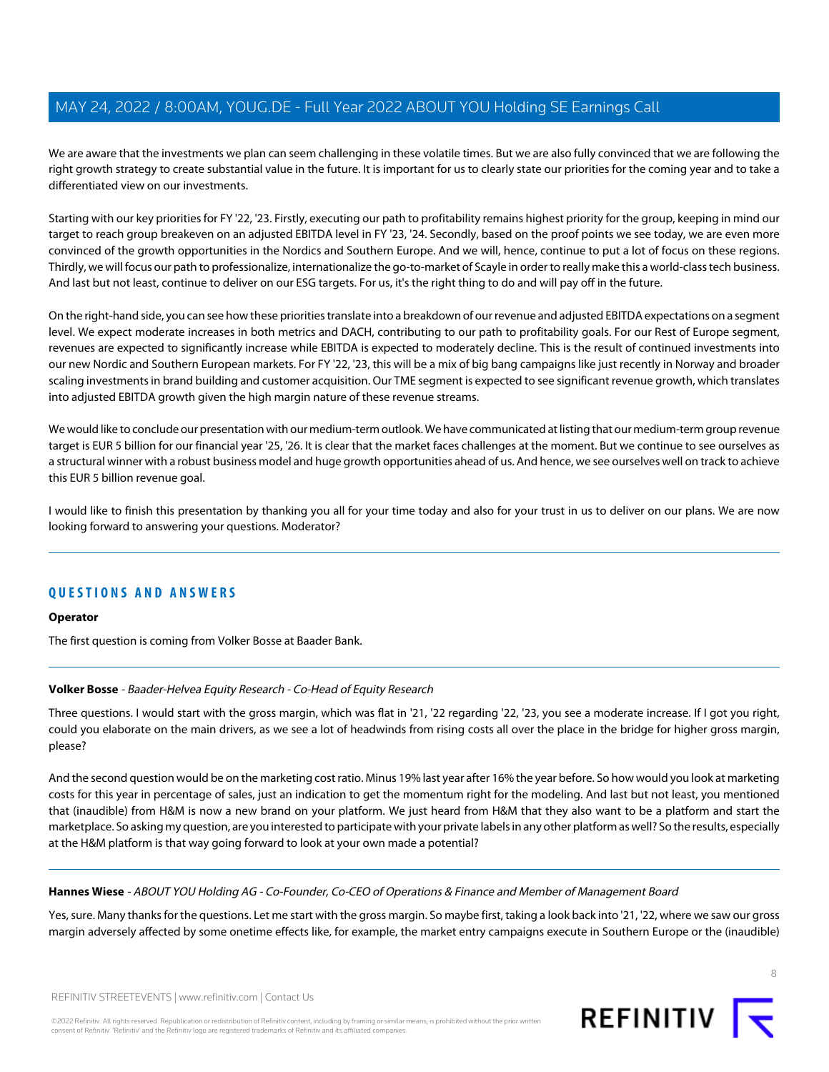We are aware that the investments we plan can seem challenging in these volatile times. But we are also fully convinced that we are following the right growth strategy to create substantial value in the future. It is important for us to clearly state our priorities for the coming year and to take a differentiated view on our investments.

Starting with our key priorities for FY '22, '23. Firstly, executing our path to profitability remains highest priority for the group, keeping in mind our target to reach group breakeven on an adjusted EBITDA level in FY '23, '24. Secondly, based on the proof points we see today, we are even more convinced of the growth opportunities in the Nordics and Southern Europe. And we will, hence, continue to put a lot of focus on these regions. Thirdly, we will focus our path to professionalize, internationalize the go-to-market of Scayle in order to really make this a world-class tech business. And last but not least, continue to deliver on our ESG targets. For us, it's the right thing to do and will pay off in the future.

On the right-hand side, you can see how these priorities translate into a breakdown of our revenue and adjusted EBITDA expectations on a segment level. We expect moderate increases in both metrics and DACH, contributing to our path to profitability goals. For our Rest of Europe segment, revenues are expected to significantly increase while EBITDA is expected to moderately decline. This is the result of continued investments into our new Nordic and Southern European markets. For FY '22, '23, this will be a mix of big bang campaigns like just recently in Norway and broader scaling investments in brand building and customer acquisition. Our TME segment is expected to see significant revenue growth, which translates into adjusted EBITDA growth given the high margin nature of these revenue streams.

We would like to conclude our presentation with our medium-term outlook. We have communicated at listing that our medium-term group revenue target is EUR 5 billion for our financial year '25, '26. It is clear that the market faces challenges at the moment. But we continue to see ourselves as a structural winner with a robust business model and huge growth opportunities ahead of us. And hence, we see ourselves well on track to achieve this EUR 5 billion revenue goal.

I would like to finish this presentation by thanking you all for your time today and also for your trust in us to deliver on our plans. We are now looking forward to answering your questions. Moderator?

---

## QUESTIONS AND ANSWERS

**Operator**

The first question is coming from Volker Bosse at Baader Bank.

---

**Volker Bosse** - *Baader-Helvea Equity Research - Co-Head of Equity Research*

Three questions. I would start with the gross margin, which was flat in '21, '22 regarding '22, '23, you see a moderate increase. If I got you right, could you elaborate on the main drivers, as we see a lot of headwinds from rising costs all over the place in the bridge for higher gross margin, please?

And the second question would be on the marketing cost ratio. Minus 19% last year after 16% the year before. So how would you look at marketing costs for this year in percentage of sales, just an indication to get the momentum right for the modeling. And last but not least, you mentioned that (inaudible) from H&M is now a new brand on your platform. We just heard from H&M that they also want to be a platform and start the marketplace. So asking my question, are you interested to participate with your private labels in any other platform as well? So the results, especially at the H&M platform is that way going forward to look at your own made a potential?

---

**Hannes Wiese** - *ABOUT YOU Holding AG - Co-Founder, Co-CEO of Operations & Finance and Member of Management Board*

Yes, sure. Many thanks for the questions. Let me start with the gross margin. So maybe first, taking a look back into '21, '22, where we saw our gross margin adversely affected by some onetime effects like, for example, the market entry campaigns execute in Southern Europe or the (inaudible)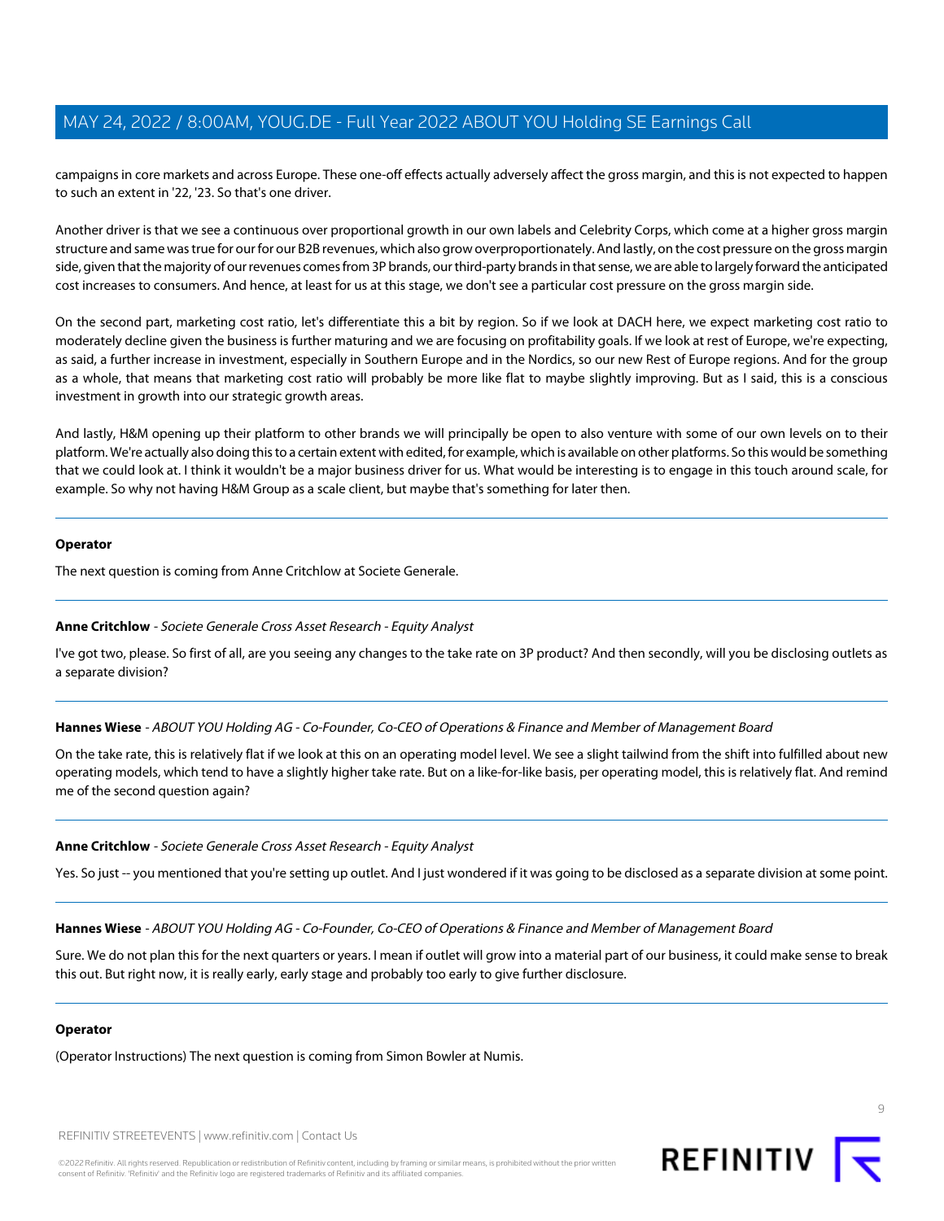campaigns in core markets and across Europe. These one-off effects actually adversely affect the gross margin, and this is not expected to happen to such an extent in '22, '23. So that's one driver.

Another driver is that we see a continuous over proportional growth in our own labels and Celebrity Corps, which come at a higher gross margin structure and same was true for our for our B2B revenues, which also grow overproportionately. And lastly, on the cost pressure on the gross margin side, given that the majority of our revenues comes from 3P brands, our third-party brands in that sense, we are able to largely forward the anticipated cost increases to consumers. And hence, at least for us at this stage, we don't see a particular cost pressure on the gross margin side.

On the second part, marketing cost ratio, let's differentiate this a bit by region. So if we look at DACH here, we expect marketing cost ratio to moderately decline given the business is further maturing and we are focusing on profitability goals. If we look at rest of Europe, we're expecting, as said, a further increase in investment, especially in Southern Europe and in the Nordics, so our new Rest of Europe regions. And for the group as a whole, that means that marketing cost ratio will probably be more like flat to maybe slightly improving. But as I said, this is a conscious investment in growth into our strategic growth areas.

And lastly, H&M opening up their platform to other brands we will principally be open to also venture with some of our own levels on to their platform. We're actually also doing this to a certain extent with edited, for example, which is available on other platforms. So this would be something that we could look at. I think it wouldn't be a major business driver for us. What would be interesting is to engage in this touch around scale, for example. So why not having H&M Group as a scale client, but maybe that's something for later then.

---

**Operator**

The next question is coming from Anne Critchlow at Societe Generale.

---

**Anne Critchlow** - *Societe Generale Cross Asset Research - Equity Analyst*

I've got two, please. So first of all, are you seeing any changes to the take rate on 3P product? And then secondly, will you be disclosing outlets as a separate division?

---

**Hannes Wiese** - *ABOUT YOU Holding AG - Co-Founder, Co-CEO of Operations & Finance and Member of Management Board*

On the take rate, this is relatively flat if we look at this on an operating model level. We see a slight tailwind from the shift into fulfilled about new operating models, which tend to have a slightly higher take rate. But on a like-for-like basis, per operating model, this is relatively flat. And remind me of the second question again?

---

**Anne Critchlow** - *Societe Generale Cross Asset Research - Equity Analyst*

Yes. So just -- you mentioned that you're setting up outlet. And I just wondered if it was going to be disclosed as a separate division at some point.

---

**Hannes Wiese** - *ABOUT YOU Holding AG - Co-Founder, Co-CEO of Operations & Finance and Member of Management Board*

Sure. We do not plan this for the next quarters or years. I mean if outlet will grow into a material part of our business, it could make sense to break this out. But right now, it is really early, early stage and probably too early to give further disclosure.

---

**Operator**

(Operator Instructions) The next question is coming from Simon Bowler at Numis.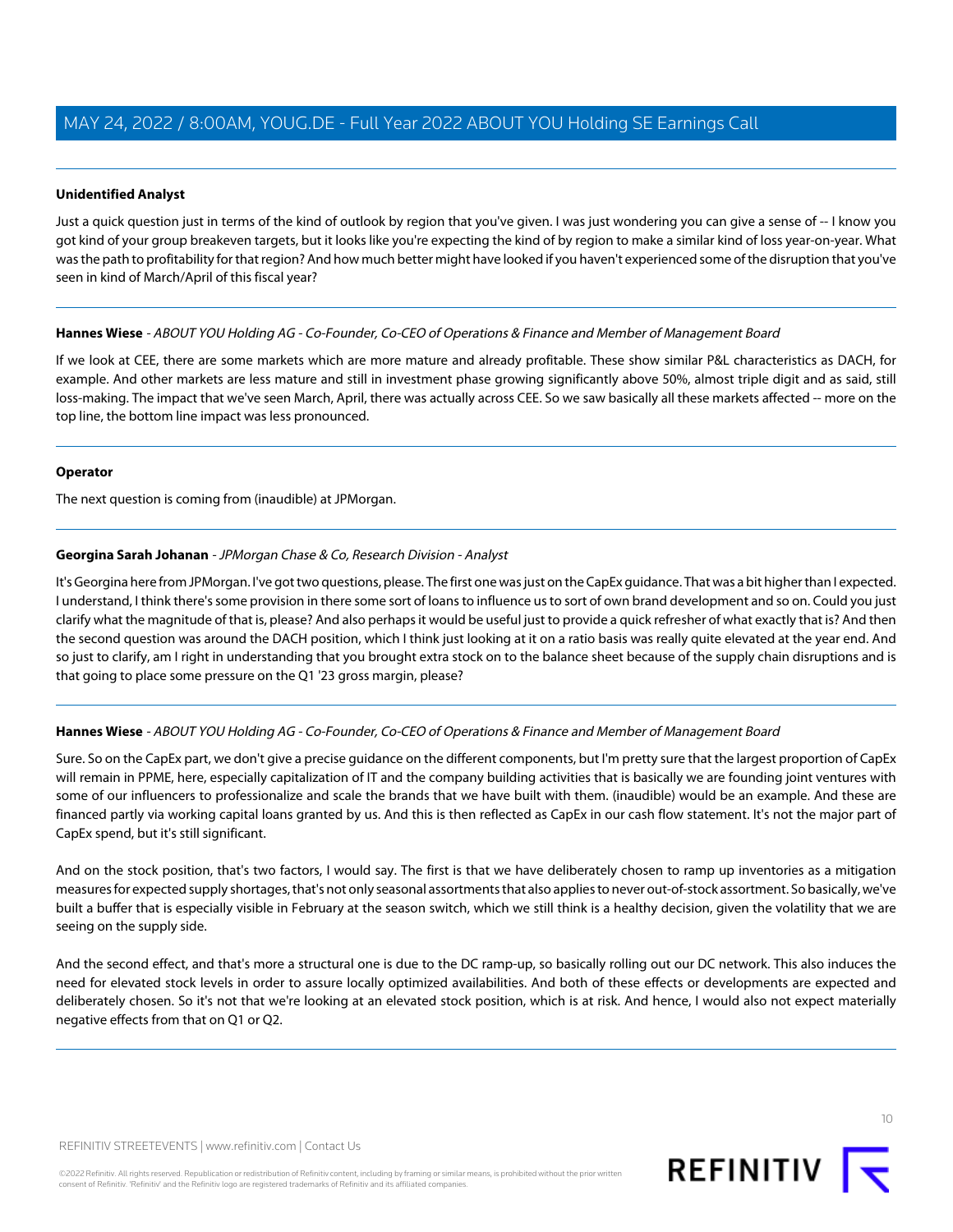**Unidentified Analyst**

Just a quick question just in terms of the kind of outlook by region that you've given. I was just wondering you can give a sense of -- I know you got kind of your group breakeven targets, but it looks like you're expecting the kind of by region to make a similar kind of loss year-on-year. What was the path to profitability for that region? And how much better might have looked if you haven't experienced some of the disruption that you've seen in kind of March/April of this fiscal year?

---

**Hannes Wiese** - *ABOUT YOU Holding AG - Co-Founder, Co-CEO of Operations & Finance and Member of Management Board*

If we look at CEE, there are some markets which are more mature and already profitable. These show similar P&L characteristics as DACH, for example. And other markets are less mature and still in investment phase growing significantly above 50%, almost triple digit and as said, still loss-making. The impact that we've seen March, April, there was actually across CEE. So we saw basically all these markets affected -- more on the top line, the bottom line impact was less pronounced.

---

**Operator**

The next question is coming from (inaudible) at JPMorgan.

---

**Georgina Sarah Johanan** - *JPMorgan Chase & Co, Research Division - Analyst*

It's Georgina here from JPMorgan. I've got two questions, please. The first one was just on the CapEx guidance. That was a bit higher than I expected. I understand, I think there's some provision in there some sort of loans to influence us to sort of own brand development and so on. Could you just clarify what the magnitude of that is, please? And also perhaps it would be useful just to provide a quick refresher of what exactly that is? And then the second question was around the DACH position, which I think just looking at it on a ratio basis was really quite elevated at the year end. And so just to clarify, am I right in understanding that you brought extra stock on to the balance sheet because of the supply chain disruptions and is that going to place some pressure on the Q1 '23 gross margin, please?

---

**Hannes Wiese** - *ABOUT YOU Holding AG - Co-Founder, Co-CEO of Operations & Finance and Member of Management Board*

Sure. So on the CapEx part, we don't give a precise guidance on the different components, but I'm pretty sure that the largest proportion of CapEx will remain in PPME, here, especially capitalization of IT and the company building activities that is basically we are founding joint ventures with some of our influencers to professionalize and scale the brands that we have built with them. (inaudible) would be an example. And these are financed partly via working capital loans granted by us. And this is then reflected as CapEx in our cash flow statement. It's not the major part of CapEx spend, but it's still significant.

And on the stock position, that's two factors, I would say. The first is that we have deliberately chosen to ramp up inventories as a mitigation measures for expected supply shortages, that's not only seasonal assortments that also applies to never out-of-stock assortment. So basically, we've built a buffer that is especially visible in February at the season switch, which we still think is a healthy decision, given the volatility that we are seeing on the supply side.

And the second effect, and that's more a structural one is due to the DC ramp-up, so basically rolling out our DC network. This also induces the need for elevated stock levels in order to assure locally optimized availabilities. And both of these effects or developments are expected and deliberately chosen. So it's not that we're looking at an elevated stock position, which is at risk. And hence, I would also not expect materially negative effects from that on Q1 or Q2.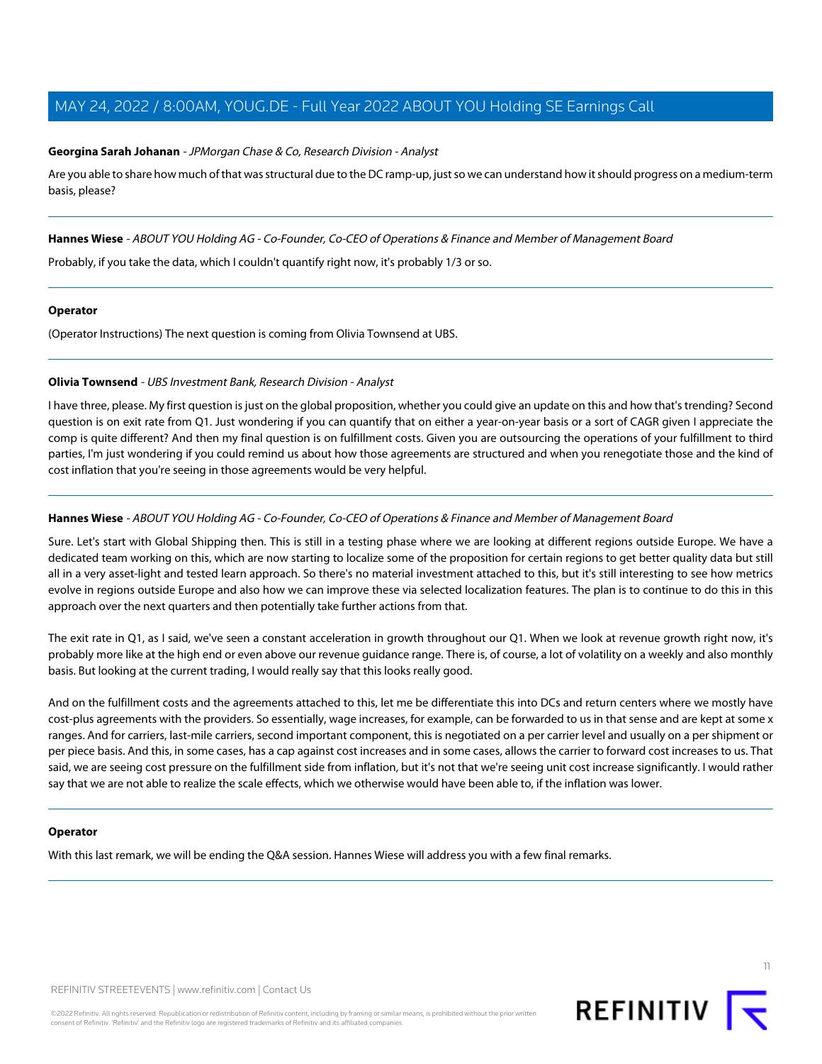**Georgina Sarah Johanan** - *JPMorgan Chase & Co, Research Division - Analyst*

Are you able to share how much of that was structural due to the DC ramp-up, just so we can understand how it should progress on a medium-term basis, please?

---

**Hannes Wiese** - *ABOUT YOU Holding AG - Co-Founder, Co-CEO of Operations & Finance and Member of Management Board*

Probably, if you take the data, which I couldn't quantify right now, it's probably 1/3 or so.

---

**Operator**

(Operator Instructions) The next question is coming from Olivia Townsend at UBS.

---

**Olivia Townsend** - *UBS Investment Bank, Research Division - Analyst*

I have three, please. My first question is just on the global proposition, whether you could give an update on this and how that's trending? Second question is on exit rate from Q1. Just wondering if you can quantify that on either a year-on-year basis or a sort of CAGR given I appreciate the comp is quite different? And then my final question is on fulfillment costs. Given you are outsourcing the operations of your fulfillment to third parties, I'm just wondering if you could remind us about how those agreements are structured and when you renegotiate those and the kind of cost inflation that you're seeing in those agreements would be very helpful.

---

**Hannes Wiese** - *ABOUT YOU Holding AG - Co-Founder, Co-CEO of Operations & Finance and Member of Management Board*

Sure. Let's start with Global Shipping then. This is still in a testing phase where we are looking at different regions outside Europe. We have a dedicated team working on this, which are now starting to localize some of the proposition for certain regions to get better quality data but still all in a very asset-light and tested learn approach. So there's no material investment attached to this, but it's still interesting to see how metrics evolve in regions outside Europe and also how we can improve these via selected localization features. The plan is to continue to do this in this approach over the next quarters and then potentially take further actions from that.

The exit rate in Q1, as I said, we've seen a constant acceleration in growth throughout our Q1. When we look at revenue growth right now, it's probably more like at the high end or even above our revenue guidance range. There is, of course, a lot of volatility on a weekly and also monthly basis. But looking at the current trading, I would really say that this looks really good.

And on the fulfillment costs and the agreements attached to this, let me be differentiate this into DCs and return centers where we mostly have cost-plus agreements with the providers. So essentially, wage increases, for example, can be forwarded to us in that sense and are kept at some x ranges. And for carriers, last-mile carriers, second important component, this is negotiated on a per carrier level and usually on a per shipment or per piece basis. And this, in some cases, has a cap against cost increases and in some cases, allows the carrier to forward cost increases to us. That said, we are seeing cost pressure on the fulfillment side from inflation, but it's not that we're seeing unit cost increase significantly. I would rather say that we are not able to realize the scale effects, which we otherwise would have been able to, if the inflation was lower.

---

**Operator**

With this last remark, we will be ending the Q&A session. Hannes Wiese will address you with a few final remarks.

---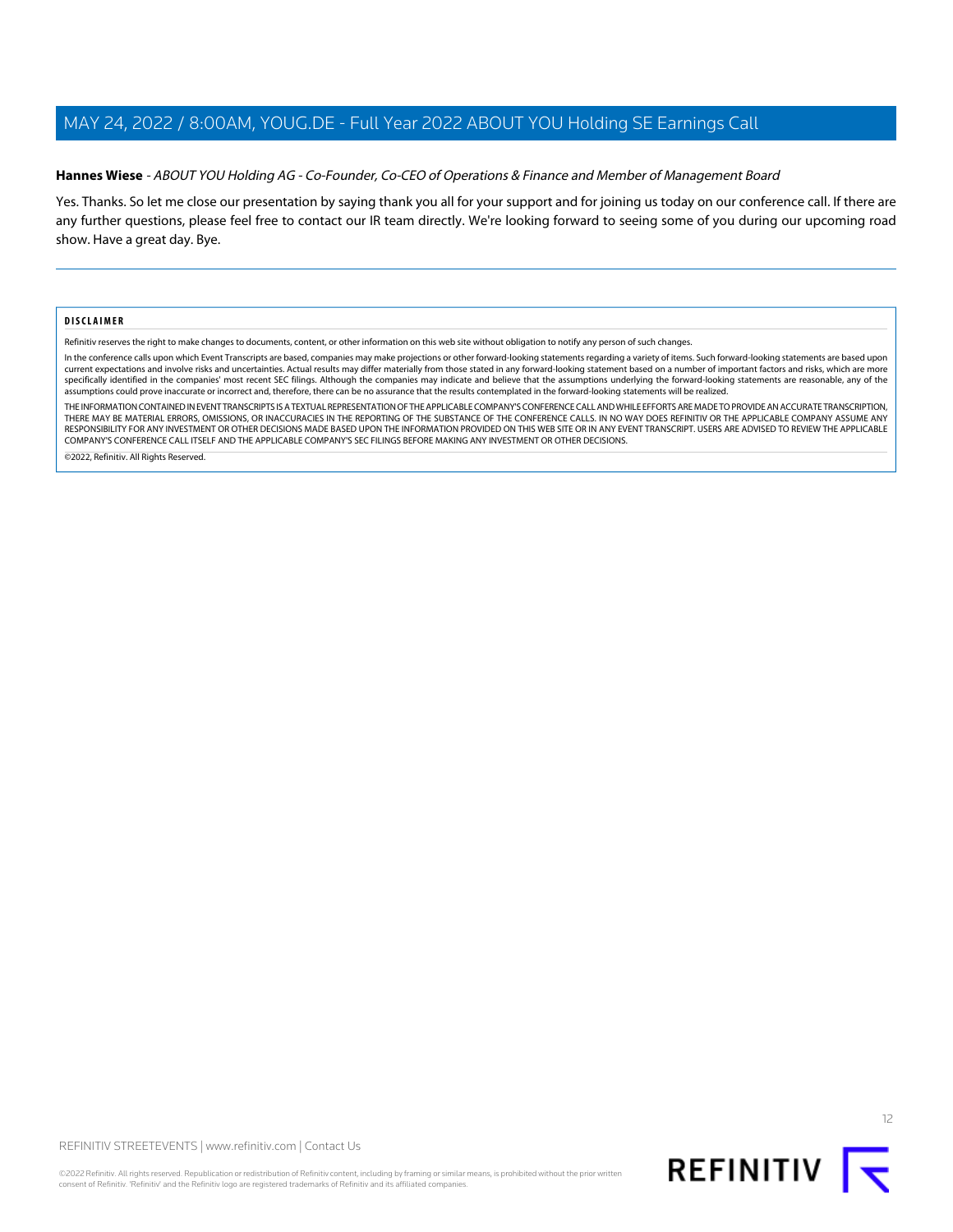**Hannes Wiese** - *ABOUT YOU Holding AG - Co-Founder, Co-CEO of Operations & Finance and Member of Management Board*

Yes. Thanks. So let me close our presentation by saying thank you all for your support and for joining us today on our conference call. If there are any further questions, please feel free to contact our IR team directly. We're looking forward to seeing some of you during our upcoming road show. Have a great day. Bye.

---

**DISCLAIMER**

Refinitiv reserves the right to make changes to documents, content, or other information on this web site without obligation to notify any person of such changes.

In the conference calls upon which Event Transcripts are based, companies may make projections or other forward-looking statements regarding a variety of items. Such forward-looking statements are based upon current expectations and involve risks and uncertainties. Actual results may differ materially from those stated in any forward-looking statement based on a number of important factors and risks, which are more specifically identified in the companies' most recent SEC filings. Although the companies may indicate and believe that the assumptions underlying the forward-looking statements are reasonable, any of the assumptions could prove inaccurate or incorrect and, therefore, there can be no assurance that the results contemplated in the forward-looking statements will be realized.

THE INFORMATION CONTAINED IN EVENT TRANSCRIPTS IS A TEXTUAL REPRESENTATION OF THE APPLICABLE COMPANY'S CONFERENCE CALL AND WHILE EFFORTS ARE MADE TO PROVIDE AN ACCURATE TRANSCRIPTION, THERE MAY BE MATERIAL ERRORS, OMISSIONS, OR INACCURACIES IN THE REPORTING OF THE SUBSTANCE OF THE CONFERENCE CALLS. IN NO WAY DOES REFINITIV OR THE APPLICABLE COMPANY ASSUME ANY RESPONSIBILITY FOR ANY INVESTMENT OR OTHER DECISIONS MADE BASED UPON THE INFORMATION PROVIDED ON THIS WEB SITE OR IN ANY EVENT TRANSCRIPT. USERS ARE ADVISED TO REVIEW THE APPLICABLE COMPANY'S CONFERENCE CALL ITSELF AND THE APPLICABLE COMPANY'S SEC FILINGS BEFORE MAKING ANY INVESTMENT OR OTHER DECISIONS.

©2022, Refinitiv. All Rights Reserved.